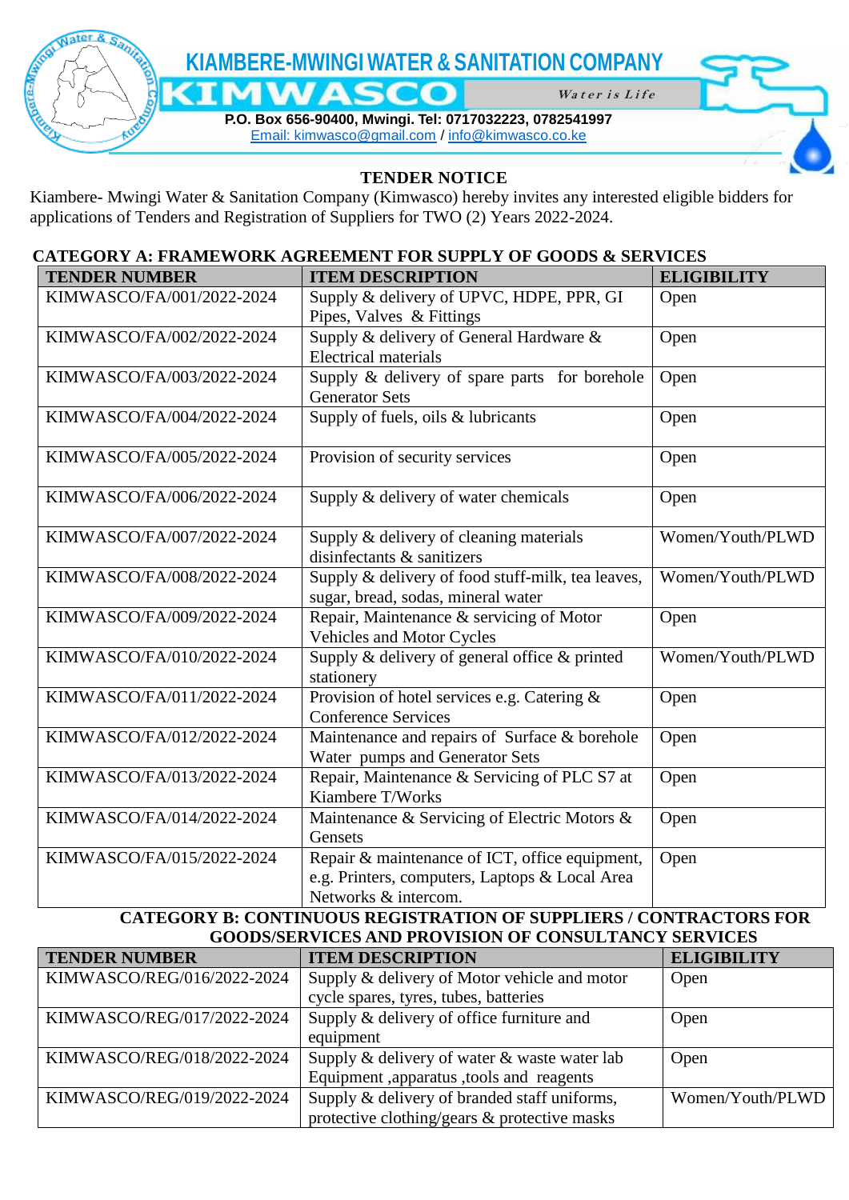# KIAMBERE-MWINGI WATER & SANITATION COMPANY

**KIMWASCO**

*Water is Life*

**P.O. Box 656-90400, Mwingi. Tel: 0717032223, 0782541997**

Email: kimwasco@gmail.com / info@kimwasco.co.ke

## TENDER NOTICE

Kiambere- Mwingi Water & Sanitation Company (Kimwasco) hereby invites any interested eligible bidders for applications of Tenders and Registration of Suppliers for TWO (2) Years 2022-2024.

### CATEGORY A: FRAMEWORK AGREEMENT FOR SUPPLY OF GOODS & SERVICES

| TENDER NUMBER | ITEM DESCRIPTION | ELIGIBILITY |
|---|---|---|
| KIMWASCO/FA/001/2022-2024 | Supply & delivery of UPVC, HDPE, PPR, GI Pipes, Valves & Fittings | Open |
| KIMWASCO/FA/002/2022-2024 | Supply & delivery of General Hardware & Electrical materials | Open |
| KIMWASCO/FA/003/2022-2024 | Supply & delivery of spare parts for borehole Generator Sets | Open |
| KIMWASCO/FA/004/2022-2024 | Supply of fuels, oils & lubricants | Open |
| KIMWASCO/FA/005/2022-2024 | Provision of security services | Open |
| KIMWASCO/FA/006/2022-2024 | Supply & delivery of water chemicals | Open |
| KIMWASCO/FA/007/2022-2024 | Supply & delivery of cleaning materials disinfectants & sanitizers | Women/Youth/PLWD |
| KIMWASCO/FA/008/2022-2024 | Supply & delivery of food stuff-milk, tea leaves, sugar, bread, sodas, mineral water | Women/Youth/PLWD |
| KIMWASCO/FA/009/2022-2024 | Repair, Maintenance & servicing of Motor Vehicles and Motor Cycles | Open |
| KIMWASCO/FA/010/2022-2024 | Supply & delivery of general office & printed stationery | Women/Youth/PLWD |
| KIMWASCO/FA/011/2022-2024 | Provision of hotel services e.g. Catering & Conference Services | Open |
| KIMWASCO/FA/012/2022-2024 | Maintenance and repairs of Surface & borehole Water pumps and Generator Sets | Open |
| KIMWASCO/FA/013/2022-2024 | Repair, Maintenance & Servicing of PLC S7 at Kiambere T/Works | Open |
| KIMWASCO/FA/014/2022-2024 | Maintenance & Servicing of Electric Motors & Gensets | Open |
| KIMWASCO/FA/015/2022-2024 | Repair & maintenance of ICT, office equipment, e.g. Printers, computers, Laptops & Local Area Networks & intercom. | Open |

### CATEGORY B: CONTINUOUS REGISTRATION OF SUPPLIERS / CONTRACTORS FOR GOODS/SERVICES AND PROVISION OF CONSULTANCY SERVICES

| TENDER NUMBER | ITEM DESCRIPTION | ELIGIBILITY |
|---|---|---|
| KIMWASCO/REG/016/2022-2024 | Supply & delivery of Motor vehicle and motor cycle spares, tyres, tubes, batteries | Open |
| KIMWASCO/REG/017/2022-2024 | Supply & delivery of office furniture and equipment | Open |
| KIMWASCO/REG/018/2022-2024 | Supply & delivery of water & waste water lab Equipment ,apparatus ,tools and reagents | Open |
| KIMWASCO/REG/019/2022-2024 | Supply & delivery of branded staff uniforms, protective clothing/garments & protective masks | Women/Youth/PLWD |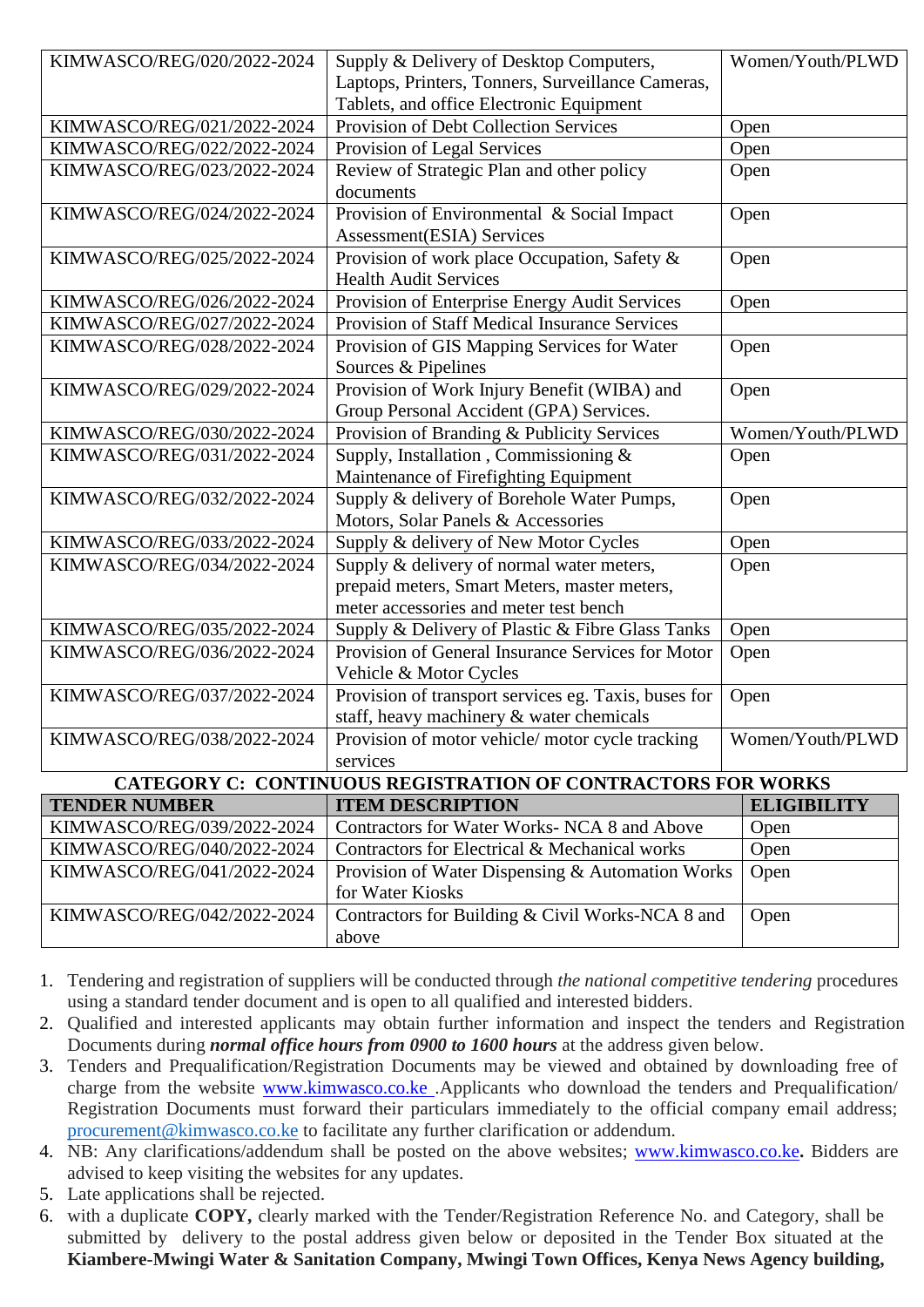| | | |
|---|---|---|
| KIMWASCO/REG/020/2022-2024 | Supply & Delivery of Desktop Computers, Laptops, Printers, Tonners, Surveillance Cameras, Tablets, and office Electronic Equipment | Women/Youth/PLWD |
| KIMWASCO/REG/021/2022-2024 | Provision of Debt Collection Services | Open |
| KIMWASCO/REG/022/2022-2024 | Provision of Legal Services | Open |
| KIMWASCO/REG/023/2022-2024 | Review of Strategic Plan and other policy documents | Open |
| KIMWASCO/REG/024/2022-2024 | Provision of Environmental & Social Impact Assessment(ESIA) Services | Open |
| KIMWASCO/REG/025/2022-2024 | Provision of work place Occupation, Safety & Health Audit Services | Open |
| KIMWASCO/REG/026/2022-2024 | Provision of Enterprise Energy Audit Services | Open |
| KIMWASCO/REG/027/2022-2024 | Provision of Staff Medical Insurance Services | |
| KIMWASCO/REG/028/2022-2024 | Provision of GIS Mapping Services for Water Sources & Pipelines | Open |
| KIMWASCO/REG/029/2022-2024 | Provision of Work Injury Benefit (WIBA) and Group Personal Accident (GPA) Services. | Open |
| KIMWASCO/REG/030/2022-2024 | Provision of Branding & Publicity Services | Women/Youth/PLWD |
| KIMWASCO/REG/031/2022-2024 | Supply, Installation , Commissioning & Maintenance of Firefighting Equipment | Open |
| KIMWASCO/REG/032/2022-2024 | Supply & delivery of Borehole Water Pumps, Motors, Solar Panels & Accessories | Open |
| KIMWASCO/REG/033/2022-2024 | Supply & delivery of New Motor Cycles | Open |
| KIMWASCO/REG/034/2022-2024 | Supply & delivery of normal water meters, prepaid meters, Smart Meters, master meters, meter accessories and meter test bench | Open |
| KIMWASCO/REG/035/2022-2024 | Supply & Delivery of Plastic & Fibre Glass Tanks | Open |
| KIMWASCO/REG/036/2022-2024 | Provision of General Insurance Services for Motor Vehicle & Motor Cycles | Open |
| KIMWASCO/REG/037/2022-2024 | Provision of transport services eg. Taxis, buses for staff, heavy machinery & water chemicals | Open |
| KIMWASCO/REG/038/2022-2024 | Provision of motor vehicle/ motor cycle tracking services | Women/Youth/PLWD |

**CATEGORY C: CONTINUOUS REGISTRATION OF CONTRACTORS FOR WORKS**

| TENDER NUMBER | ITEM DESCRIPTION | ELIGIBILITY |
|---|---|---|
| KIMWASCO/REG/039/2022-2024 | Contractors for Water Works- NCA 8 and Above | Open |
| KIMWASCO/REG/040/2022-2024 | Contractors for Electrical & Mechanical works | Open |
| KIMWASCO/REG/041/2022-2024 | Provision of Water Dispensing & Automation Works for Water Kiosks | Open |
| KIMWASCO/REG/042/2022-2024 | Contractors for Building & Civil Works-NCA 8 and above | Open |

1. Tendering and registration of suppliers will be conducted through *the national competitive tendering* procedures using a standard tender document and is open to all qualified and interested bidders.
2. Qualified and interested applicants may obtain further information and inspect the tenders and Registration Documents during ***normal office hours from 0900 to 1600 hours*** at the address given below.
3. Tenders and Prequalification/Registration Documents may be viewed and obtained by downloading free of charge from the website www.kimwasco.co.ke .Applicants who download the tenders and Prequalification/ Registration Documents must forward their particulars immediately to the official company email address; procurement@kimwasco.co.ke to facilitate any further clarification or addendum.
4. NB: Any clarifications/addendum shall be posted on the above websites; www.kimwasco.co.ke**.** Bidders are advised to keep visiting the websites for any updates.
5. Late applications shall be rejected.
6. with a duplicate **COPY,** clearly marked with the Tender/Registration Reference No. and Category, shall be submitted by delivery to the postal address given below or deposited in the Tender Box situated at the **Kiambere-Mwingi Water & Sanitation Company, Mwingi Town Offices, Kenya News Agency building,**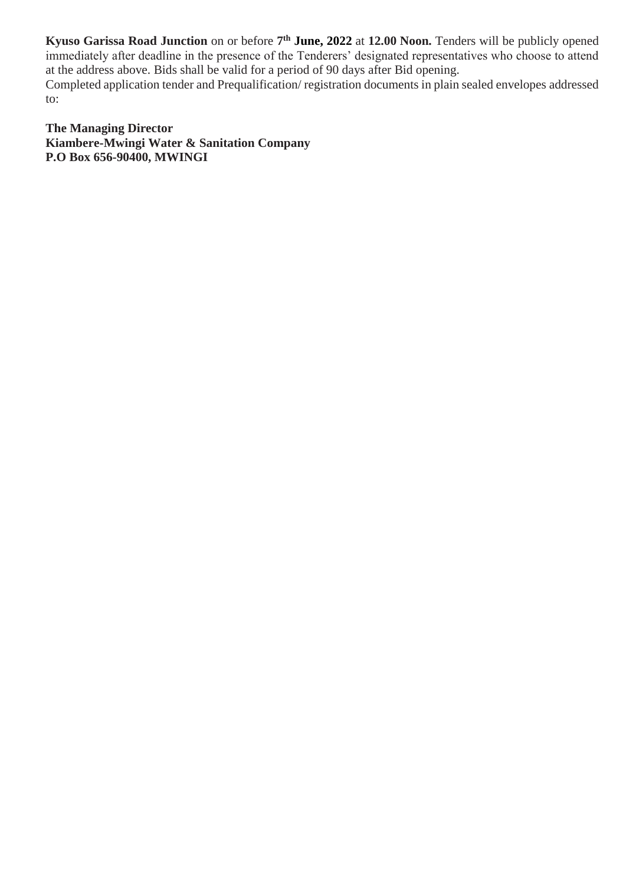**Kyuso Garissa Road Junction** on or before **7th June, 2022** at **12.00 Noon.** Tenders will be publicly opened immediately after deadline in the presence of the Tenderers' designated representatives who choose to attend at the address above. Bids shall be valid for a period of 90 days after Bid opening.
Completed application tender and Prequalification/ registration documents in plain sealed envelopes addressed to:

**The Managing Director**
**Kiambere-Mwingi Water & Sanitation Company**
**P.O Box 656-90400, MWINGI**